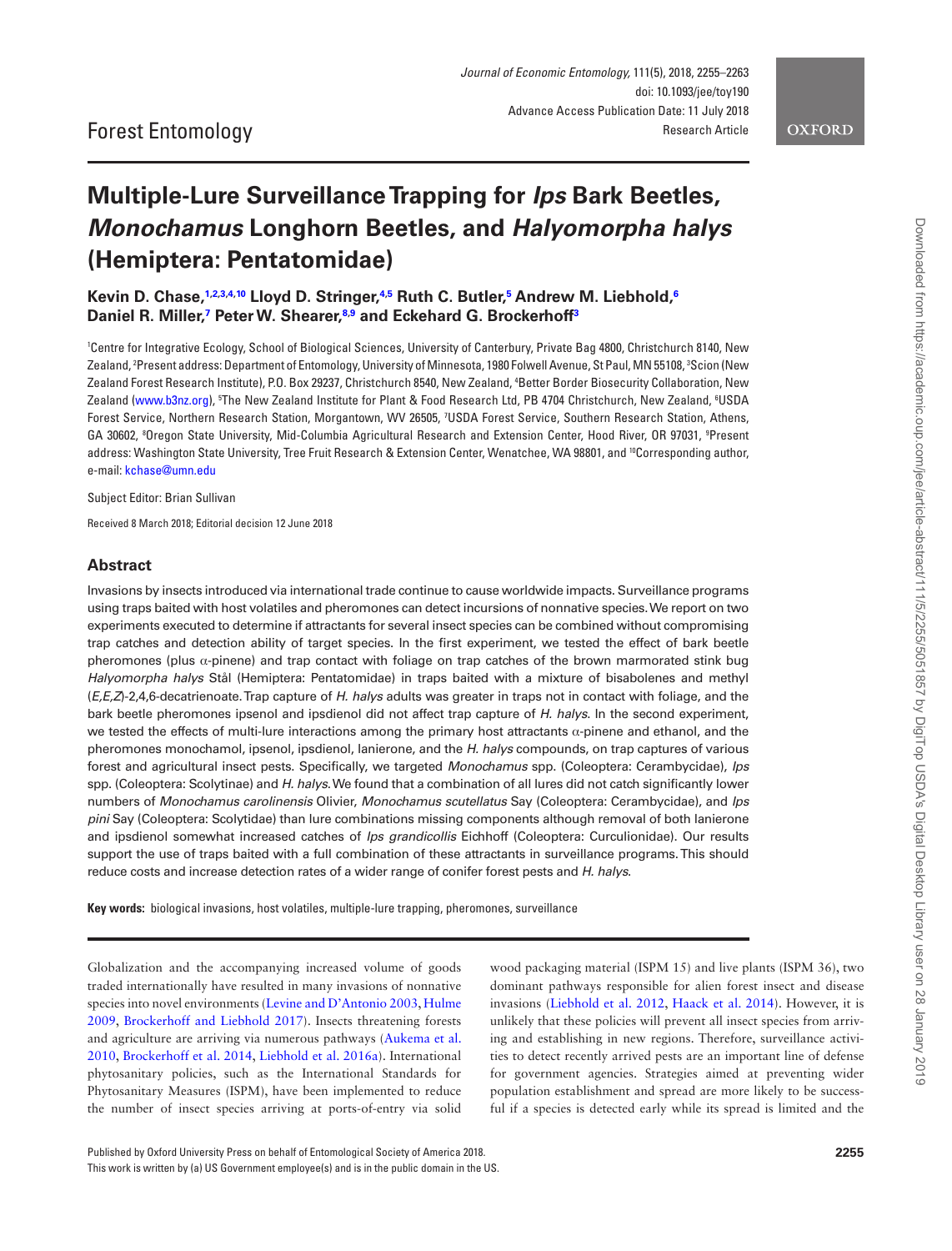Forest Entomology

# Multiple-Lure Surveillance Trapping for *Ips* Bark Beetles, *Monochamus* Longhorn Beetles, and *Halyomorpha halys* (Hemiptera: Pentatomidae)

**Kevin D. Chase,[1,2,3,4,10] Lloyd D. Stringer,[4,5] Ruth C. Butler,[5] Andrew M. Liebhold,[6] Daniel R. Miller,[7] Peter W. Shearer,[8,9] and Eckehard G. Brockerhoff[3]**

[1]Centre for Integrative Ecology, School of Biological Sciences, University of Canterbury, Private Bag 4800, Christchurch 8140, New Zealand, [2]Present address: Department of Entomology, University of Minnesota, 1980 Folwell Avenue, St Paul, MN 55108, [3]Scion (New Zealand Forest Research Institute), P.O. Box 29237, Christchurch 8540, New Zealand, [4]Better Border Biosecurity Collaboration, New Zealand (www.b3nz.org), [5]The New Zealand Institute for Plant & Food Research Ltd, PB 4704 Christchurch, New Zealand, [6]USDA Forest Service, Northern Research Station, Morgantown, WV 26505, [7]USDA Forest Service, Southern Research Station, Athens, GA 30602, [8]Oregon State University, Mid-Columbia Agricultural Research and Extension Center, Hood River, OR 97031, [9]Present address: Washington State University, Tree Fruit Research & Extension Center, Wenatchee, WA 98801, and [10]Corresponding author, e-mail: kchase@umn.edu

Subject Editor: Brian Sullivan

Received 8 March 2018; Editorial decision 12 June 2018

## Abstract

Invasions by insects introduced via international trade continue to cause worldwide impacts. Surveillance programs using traps baited with host volatiles and pheromones can detect incursions of nonnative species. We report on two experiments executed to determine if attractants for several insect species can be combined without compromising trap catches and detection ability of target species. In the first experiment, we tested the effect of bark beetle pheromones (plus α-pinene) and trap contact with foliage on trap catches of the brown marmorated stink bug *Halyomorpha halys* Stål (Hemiptera: Pentatomidae) in traps baited with a mixture of bisabolenes and methyl (*E,E,Z*)-2,4,6-decatrienoate. Trap capture of *H. halys* adults was greater in traps not in contact with foliage, and the bark beetle pheromones ipsenol and ipsdienol did not affect trap capture of *H. halys*. In the second experiment, we tested the effects of multi-lure interactions among the primary host attractants α-pinene and ethanol, and the pheromones monochamol, ipsenol, ipsdienol, lanierone, and the *H. halys* compounds, on trap captures of various forest and agricultural insect pests. Specifically, we targeted *Monochamus* spp. (Coleoptera: Cerambycidae), *Ips* spp. (Coleoptera: Scolytinae) and *H. halys*. We found that a combination of all lures did not catch significantly lower numbers of *Monochamus carolinensis* Olivier, *Monochamus scutellatus* Say (Coleoptera: Cerambycidae), and *Ips pini* Say (Coleoptera: Scolytidae) than lure combinations missing components although removal of both lanierone and ipsdienol somewhat increased catches of *Ips grandicollis* Eichhoff (Coleoptera: Curculionidae). Our results support the use of traps baited with a full combination of these attractants in surveillance programs. This should reduce costs and increase detection rates of a wider range of conifer forest pests and *H. halys*.

**Key words:** biological invasions, host volatiles, multiple-lure trapping, pheromones, surveillance

Globalization and the accompanying increased volume of goods traded internationally have resulted in many invasions of nonnative species into novel environments (Levine and D'Antonio 2003, Hulme 2009, Brockerhoff and Liebhold 2017). Insects threatening forests and agriculture are arriving via numerous pathways (Aukema et al. 2010, Brockerhoff et al. 2014, Liebhold et al. 2016a). International phytosanitary policies, such as the International Standards for Phytosanitary Measures (ISPM), have been implemented to reduce the number of insect species arriving at ports-of-entry via solid wood packaging material (ISPM 15) and live plants (ISPM 36), two dominant pathways responsible for alien forest insect and disease invasions (Liebhold et al. 2012, Haack et al. 2014). However, it is unlikely that these policies will prevent all insect species from arriving and establishing in new regions. Therefore, surveillance activities to detect recently arrived pests are an important line of defense for government agencies. Strategies aimed at preventing wider population establishment and spread are more likely to be successful if a species is detected early while its spread is limited and the

Published by Oxford University Press on behalf of Entomological Society of America 2018.
This work is written by (a) US Government employee(s) and is in the public domain in the US.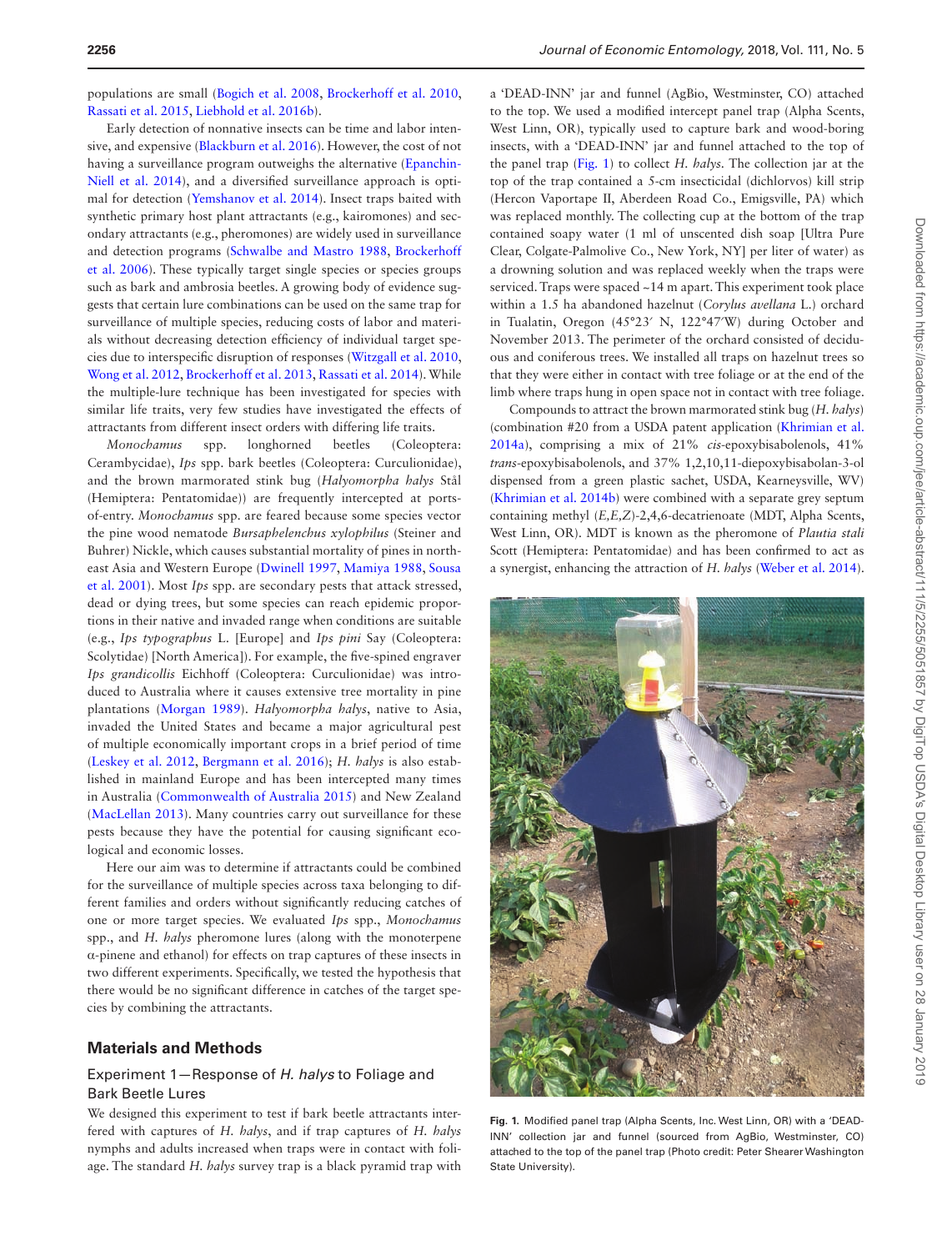populations are small (Bogich et al. 2008, Brockerhoff et al. 2010, Rassati et al. 2015, Liebhold et al. 2016b).

Early detection of nonnative insects can be time and labor intensive, and expensive (Blackburn et al. 2016). However, the cost of not having a surveillance program outweighs the alternative (Epanchin-Niell et al. 2014), and a diversified surveillance approach is optimal for detection (Yemshanov et al. 2014). Insect traps baited with synthetic primary host plant attractants (e.g., kairomones) and secondary attractants (e.g., pheromones) are widely used in surveillance and detection programs (Schwalbe and Mastro 1988, Brockerhoff et al. 2006). These typically target single species or species groups such as bark and ambrosia beetles. A growing body of evidence suggests that certain lure combinations can be used on the same trap for surveillance of multiple species, reducing costs of labor and materials without decreasing detection efficiency of individual target species due to interspecific disruption of responses (Witzgall et al. 2010, Wong et al. 2012, Brockerhoff et al. 2013, Rassati et al. 2014). While the multiple-lure technique has been investigated for species with similar life traits, very few studies have investigated the effects of attractants from different insect orders with differing life traits.

*Monochamus* spp. longhorned beetles (Coleoptera: Cerambycidae), *Ips* spp. bark beetles (Coleoptera: Curculionidae), and the brown marmorated stink bug (*Halyomorpha halys* Stål (Hemiptera: Pentatomidae)) are frequently intercepted at ports-of-entry. *Monochamus* spp. are feared because some species vector the pine wood nematode *Bursaphelenchus xylophilus* (Steiner and Buhrer) Nickle, which causes substantial mortality of pines in northeast Asia and Western Europe (Dwinell 1997, Mamiya 1988, Sousa et al. 2001). Most *Ips* spp. are secondary pests that attack stressed, dead or dying trees, but some species can reach epidemic proportions in their native and invaded range when conditions are suitable (e.g., *Ips typographus* L. [Europe] and *Ips pini* Say (Coleoptera: Scolytidae) [North America]). For example, the five-spined engraver *Ips grandicollis* Eichhoff (Coleoptera: Curculionidae) was introduced to Australia where it causes extensive tree mortality in pine plantations (Morgan 1989). *Halyomorpha halys*, native to Asia, invaded the United States and became a major agricultural pest of multiple economically important crops in a brief period of time (Leskey et al. 2012, Bergmann et al. 2016); *H. halys* is also established in mainland Europe and has been intercepted many times in Australia (Commonwealth of Australia 2015) and New Zealand (MacLellan 2013). Many countries carry out surveillance for these pests because they have the potential for causing significant ecological and economic losses.

Here our aim was to determine if attractants could be combined for the surveillance of multiple species across taxa belonging to different families and orders without significantly reducing catches of one or more target species. We evaluated *Ips* spp., *Monochamus* spp., and *H. halys* pheromone lures (along with the monoterpene α-pinene and ethanol) for effects on trap captures of these insects in two different experiments. Specifically, we tested the hypothesis that there would be no significant difference in catches of the target species by combining the attractants.

## Materials and Methods

### Experiment 1—Response of *H. halys* to Foliage and Bark Beetle Lures

We designed this experiment to test if bark beetle attractants interfered with captures of *H. halys*, and if trap captures of *H. halys* nymphs and adults increased when traps were in contact with foliage. The standard *H. halys* survey trap is a black pyramid trap with a 'DEAD-INN' jar and funnel (AgBio, Westminster, CO) attached to the top. We used a modified intercept panel trap (Alpha Scents, West Linn, OR), typically used to capture bark and wood-boring insects, with a 'DEAD-INN' jar and funnel attached to the top of the panel trap (Fig. 1) to collect *H. halys*. The collection jar at the top of the trap contained a 5-cm insecticidal (dichlorvos) kill strip (Hercon Vaportape II, Aberdeen Road Co., Emigsville, PA) which was replaced monthly. The collecting cup at the bottom of the trap contained soapy water (1 ml of unscented dish soap [Ultra Pure Clear, Colgate-Palmolive Co., New York, NY] per liter of water) as a drowning solution and was replaced weekly when the traps were serviced. Traps were spaced ~14 m apart. This experiment took place within a 1.5 ha abandoned hazelnut (*Corylus avellana* L.) orchard in Tualatin, Oregon (45°23′ N, 122°47′W) during October and November 2013. The perimeter of the orchard consisted of deciduous and coniferous trees. We installed all traps on hazelnut trees so that they were either in contact with tree foliage or at the end of the limb where traps hung in open space not in contact with tree foliage.

Compounds to attract the brown marmorated stink bug (*H. halys*) (combination #20 from a USDA patent application (Khrimian et al. 2014a), comprising a mix of 21% *cis*-epoxybisabolenols, 41% *trans*-epoxybisabolenols, and 37% 1,2,10,11-diepoxybisabolan-3-ol dispensed from a green plastic sachet, USDA, Kearneysville, WV) (Khrimian et al. 2014b) were combined with a separate grey septum containing methyl (*E,E,Z*)-2,4,6-decatrienoate (MDT, Alpha Scents, West Linn, OR). MDT is known as the pheromone of *Plautia stali* Scott (Hemiptera: Pentatomidae) and has been confirmed to act as a synergist, enhancing the attraction of *H. halys* (Weber et al. 2014).

**Fig. 1.** Modified panel trap (Alpha Scents, Inc. West Linn, OR) with a 'DEAD-INN' collection jar and funnel (sourced from AgBio, Westminster, CO) attached to the top of the panel trap (Photo credit: Peter Shearer Washington State University).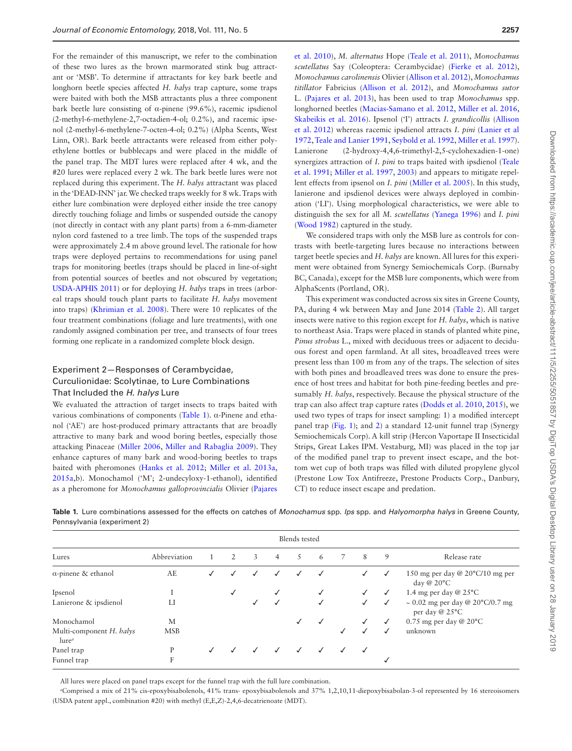For the remainder of this manuscript, we refer to the combination of these two lures as the brown marmorated stink bug attractant or 'MSB'. To determine if attractants for key bark beetle and longhorn beetle species affected *H. halys* trap capture, some traps were baited with both the MSB attractants plus a three component bark beetle lure consisting of α-pinene (99.6%), racemic ipsdienol (2-methyl-6-methylene-2,7-octadien-4-ol; 0.2%), and racemic ipsenol (2-methyl-6-methylene-7-octen-4-ol; 0.2%) (Alpha Scents, West Linn, OR). Bark beetle attractants were released from either polyethylene bottles or bubblecaps and were placed in the middle of the panel trap. The MDT lures were replaced after 4 wk, and the #20 lures were replaced every 2 wk. The bark beetle lures were not replaced during this experiment. The *H. halys* attractant was placed in the 'DEAD-INN' jar. We checked traps weekly for 8 wk. Traps with either lure combination were deployed either inside the tree canopy directly touching foliage and limbs or suspended outside the canopy (not directly in contact with any plant parts) from a 6-mm-diameter nylon cord fastened to a tree limb. The tops of the suspended traps were approximately 2.4 m above ground level. The rationale for how traps were deployed pertains to recommendations for using panel traps for monitoring beetles (traps should be placed in line-of-sight from potential sources of beetles and not obscured by vegetation; USDA-APHIS 2011) or for deploying *H. halys* traps in trees (arboreal traps should touch plant parts to facilitate *H. halys* movement into traps) (Khrimian et al. 2008). There were 10 replicates of the four treatment combinations (foliage and lure treatments), with one randomly assigned combination per tree, and transects of four trees forming one replicate in a randomized complete block design.

## Experiment 2—Responses of Cerambycidae, Curculionidae: Scolytinae, to Lure Combinations That Included the *H. halys* Lure

We evaluated the attraction of target insects to traps baited with various combinations of components (Table 1). α-Pinene and ethanol ('AE') are host-produced primary attractants that are broadly attractive to many bark and wood boring beetles, especially those attacking Pinaceae (Miller 2006, Miller and Rabaglia 2009). They enhance captures of many bark and wood-boring beetles to traps baited with pheromones (Hanks et al. 2012; Miller et al. 2013a, 2015a,b). Monochamol ('M'; 2-undecyloxy-1-ethanol), identified as a pheromone for *Monochamus galloprovincialis* Olivier (Pajares et al. 2010), *M. alternatus* Hope (Teale et al. 2011), *Monochamus scutellatus* Say (Coleoptera: Cerambycidae) (Fierke et al. 2012), *Monochamus carolinensis* Olivier (Allison et al. 2012), *Monochamus titillator* Fabricius (Allison et al. 2012), and *Monochamus sutor* L. (Pajares et al. 2013), has been used to trap *Monochamus* spp. longhorned beetles (Macias-Samano et al. 2012, Miller et al. 2016, Skabeikis et al. 2016). Ipsenol ('I') attracts *I. grandicollis* (Allison et al. 2012) whereas racemic ipsdienol attracts *I. pini* (Lanier et al 1972, Teale and Lanier 1991, Seybold et al. 1992, Miller et al. 1997). Lanierone (2-hydroxy-4,4,6-trimethyl-2,5-cyclohexadien-1-one) synergizes attraction of *I. pini* to traps baited with ipsdienol (Teale et al. 1991; Miller et al. 1997, 2003) and appears to mitigate repellent effects from ipsenol on *I. pini* (Miller et al. 2005). In this study, lanierone and ipsdienol devices were always deployed in combination ('LI'). Using morphological characteristics, we were able to distinguish the sex for all *M. scutellatus* (Yanega 1996) and *I. pini* (Wood 1982) captured in the study.

We considered traps with only the MSB lure as controls for contrasts with beetle-targeting lures because no interactions between target beetle species and *H. halys* are known. All lures for this experiment were obtained from Synergy Semiochemicals Corp. (Burnaby BC, Canada), except for the MSB lure components, which were from AlphaScents (Portland, OR).

This experiment was conducted across six sites in Greene County, PA, during 4 wk between May and June 2014 (Table 2). All target insects were native to this region except for *H. halys*, which is native to northeast Asia. Traps were placed in stands of planted white pine, *Pinus strobus* L., mixed with deciduous trees or adjacent to deciduous forest and open farmland. At all sites, broadleaved trees were present less than 100 m from any of the traps. The selection of sites with both pines and broadleaved trees was done to ensure the presence of host trees and habitat for both pine-feeding beetles and presumably *H. halys*, respectively. Because the physical structure of the trap can also affect trap capture rates (Dodds et al. 2010, 2015), we used two types of traps for insect sampling: 1) a modified intercept panel trap (Fig. 1); and 2) a standard 12-unit funnel trap (Synergy Semiochemicals Corp.). A kill strip (Hercon Vaportape II Insecticidal Strips, Great Lakes IPM. Vestaburg, MI) was placed in the top jar of the modified panel trap to prevent insect escape, and the bottom wet cup of both traps was filled with diluted propylene glycol (Prestone Low Tox Antifreeze, Prestone Products Corp., Danbury, CT) to reduce insect escape and predation.

**Table 1.** Lure combinations assessed for the effects on catches of *Monochamus* spp. *Ips* spp. and *Halyomorpha halys* in Greene County, Pennsylvania (experiment 2)

| Lures | Abbreviation | Blends tested 1 | 2 | 3 | 4 | 5 | 6 | 7 | 8 | 9 | Release rate |
|---|---|---|---|---|---|---|---|---|---|---|---|
| α-pinene & ethanol | AE | ✓ | ✓ | ✓ | ✓ | ✓ | ✓ | | ✓ | ✓ | 150 mg per day @ 20°C/10 mg per day @ 20°C |
| Ipsenol | I | | ✓ | | ✓ | | ✓ | | ✓ | ✓ | 1.4 mg per day @ 25°C |
| Lanierone & ipsdienol | LI | | | ✓ | ✓ | | ✓ | | ✓ | ✓ | ~ 0.02 mg per day @ 20°C/0.7 mg per day @ 25°C |
| Monochamol | M | | | | | ✓ | ✓ | | ✓ | ✓ | 0.75 mg per day @ 20°C |
| Multi-component *H. halys* lure[a] | MSB | | | | | | | ✓ | ✓ | ✓ | unknown |
| Panel trap | P | ✓ | ✓ | ✓ | ✓ | ✓ | ✓ | ✓ | ✓ | | |
| Funnel trap | F | | | | | | | | | ✓ | |

All lures were placed on panel traps except for the funnel trap with the full lure combination.

[a]Comprised a mix of 21% cis-epoxybisabolenols, 41% trans- epoxybisabolenols and 37% 1,2,10,11-diepoxybisabolan-3-ol represented by 16 stereoisomers (USDA patent appl., combination #20) with methyl (E,E,Z)-2,4,6-decatrienoate (MDT).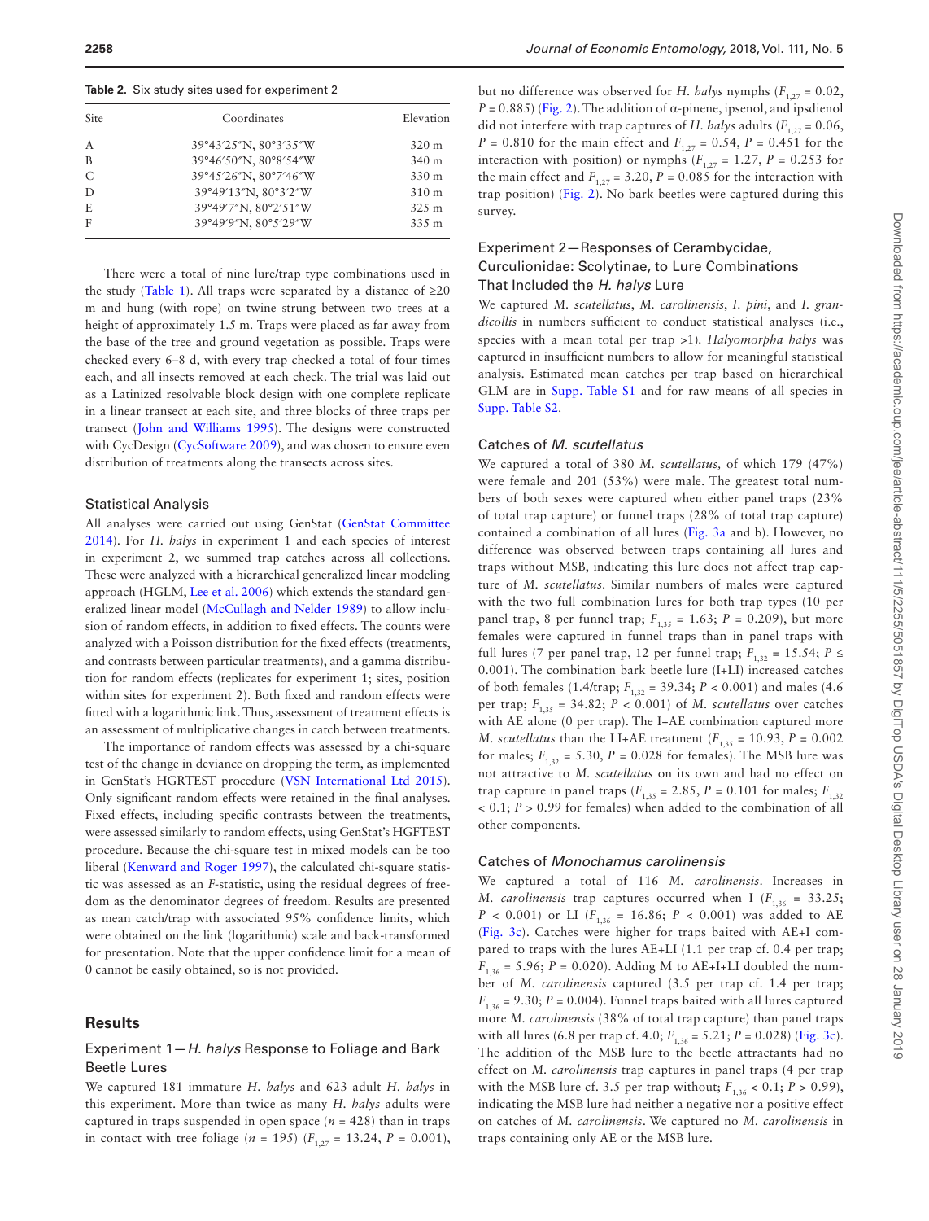**Table 2.** Six study sites used for experiment 2

| Site | Coordinates | Elevation |
|---|---|---|
| A | 39°43′25″N, 80°3′35″W | 320 m |
| B | 39°46′50″N, 80°8′54″W | 340 m |
| C | 39°45′26″N, 80°7′46″W | 330 m |
| D | 39°49′13″N, 80°3′2″W | 310 m |
| E | 39°49′7″N, 80°2′51″W | 325 m |
| F | 39°49′9″N, 80°5′29″W | 335 m |

There were a total of nine lure/trap type combinations used in the study (Table 1). All traps were separated by a distance of ≥20 m and hung (with rope) on twine strung between two trees at a height of approximately 1.5 m. Traps were placed as far away from the base of the tree and ground vegetation as possible. Traps were checked every 6–8 d, with every trap checked a total of four times each, and all insects removed at each check. The trial was laid out as a Latinized resolvable block design with one complete replicate in a linear transect at each site, and three blocks of three traps per transect (John and Williams 1995). The designs were constructed with CycDesign (CycSoftware 2009), and was chosen to ensure even distribution of treatments along the transects across sites.

### Statistical Analysis

All analyses were carried out using GenStat (GenStat Committee 2014). For *H. halys* in experiment 1 and each species of interest in experiment 2, we summed trap catches across all collections. These were analyzed with a hierarchical generalized linear modeling approach (HGLM, Lee et al. 2006) which extends the standard generalized linear model (McCullagh and Nelder 1989) to allow inclusion of random effects, in addition to fixed effects. The counts were analyzed with a Poisson distribution for the fixed effects (treatments, and contrasts between particular treatments), and a gamma distribution for random effects (replicates for experiment 1; sites, position within sites for experiment 2). Both fixed and random effects were fitted with a logarithmic link. Thus, assessment of treatment effects is an assessment of multiplicative changes in catch between treatments.

The importance of random effects was assessed by a chi-square test of the change in deviance on dropping the term, as implemented in GenStat's HGRTEST procedure (VSN International Ltd 2015). Only significant random effects were retained in the final analyses. Fixed effects, including specific contrasts between the treatments, were assessed similarly to random effects, using GenStat's HGFTEST procedure. Because the chi-square test in mixed models can be too liberal (Kenward and Roger 1997), the calculated chi-square statistic was assessed as an *F*-statistic, using the residual degrees of freedom as the denominator degrees of freedom. Results are presented as mean catch/trap with associated 95% confidence limits, which were obtained on the link (logarithmic) scale and back-transformed for presentation. Note that the upper confidence limit for a mean of 0 cannot be easily obtained, so is not provided.

## Results

### Experiment 1—*H. halys* Response to Foliage and Bark Beetle Lures

We captured 181 immature *H. halys* and 623 adult *H. halys* in this experiment. More than twice as many *H. halys* adults were captured in traps suspended in open space ($n$ = 428) than in traps in contact with tree foliage ($n$ = 195) ($F_{1,27}$ = 13.24, $P$ = 0.001), but no difference was observed for *H. halys* nymphs ($F_{1,27}$ = 0.02, $P$ = 0.885) (Fig. 2). The addition of α-pinene, ipsenol, and ipsdienol did not interfere with trap captures of *H. halys* adults ($F_{1,27}$ = 0.06, $P$ = 0.810 for the main effect and $F_{1,27}$ = 0.54, $P$ = 0.451 for the interaction with position) or nymphs ($F_{1,27}$ = 1.27, $P$ = 0.253 for the main effect and $F_{1,27}$ = 3.20, $P$ = 0.085 for the interaction with trap position) (Fig. 2). No bark beetles were captured during this survey.

### Experiment 2—Responses of Cerambycidae, Curculionidae: Scolytinae, to Lure Combinations That Included the *H. halys* Lure

We captured *M. scutellatus*, *M. carolinensis*, *I. pini*, and *I. grandicollis* in numbers sufficient to conduct statistical analyses (i.e., species with a mean total per trap >1). *Halyomorpha halys* was captured in insufficient numbers to allow for meaningful statistical analysis. Estimated mean catches per trap based on hierarchical GLM are in Supp. Table S1 and for raw means of all species in Supp. Table S2.

#### Catches of *M. scutellatus*

We captured a total of 380 *M. scutellatus*, of which 179 (47%) were female and 201 (53%) were male. The greatest total numbers of both sexes were captured when either panel traps (23% of total trap capture) or funnel traps (28% of total trap capture) contained a combination of all lures (Fig. 3a and b). However, no difference was observed between traps containing all lures and traps without MSB, indicating this lure does not affect trap capture of *M. scutellatus*. Similar numbers of males were captured with the two full combination lures for both trap types (10 per panel trap, 8 per funnel trap; $F_{1,35}$ = 1.63; $P$ = 0.209), but more females were captured in funnel traps than in panel traps with full lures (7 per panel trap, 12 per funnel trap; $F_{1,32}$ = 15.54; $P \leq 0.001$). The combination bark beetle lure (I+LI) increased catches of both females (1.4/trap; $F_{1,32}$ = 39.34; $P$ < 0.001) and males (4.6 per trap; $F_{1,35}$ = 34.82; $P$ < 0.001) of *M. scutellatus* over catches with AE alone (0 per trap). The I+AE combination captured more *M. scutellatus* than the LI+AE treatment ($F_{1,35}$ = 10.93, $P$ = 0.002 for males; $F_{1,32}$ = 5.30, $P$ = 0.028 for females). The MSB lure was not attractive to *M. scutellatus* on its own and had no effect on trap capture in panel traps ($F_{1,35}$ = 2.85, $P$ = 0.101 for males; $F_{1,32}$ < 0.1; $P$ > 0.99 for females) when added to the combination of all other components.

#### Catches of *Monochamus carolinensis*

We captured a total of 116 *M. carolinensis*. Increases in *M. carolinensis* trap captures occurred when I ($F_{1,36}$ = 33.25; $P$ < 0.001) or LI ($F_{1,36}$ = 16.86; $P$ < 0.001) was added to AE (Fig. 3c). Catches were higher for traps baited with AE+I compared to traps with the lures AE+LI (1.1 per trap cf. 0.4 per trap; $F_{1,36}$ = 5.96; $P$ = 0.020). Adding M to AE+I+LI doubled the number of *M. carolinensis* captured (3.5 per trap cf. 1.4 per trap; $F_{1,36}$ = 9.30; $P$ = 0.004). Funnel traps baited with all lures captured more *M. carolinensis* (38% of total trap capture) than panel traps with all lures (6.8 per trap cf. 4.0; $F_{1,36}$ = 5.21; $P$ = 0.028) (Fig. 3c). The addition of the MSB lure to the beetle attractants had no effect on *M. carolinensis* trap captures in panel traps (4 per trap with the MSB lure cf. 3.5 per trap without; $F_{1,36}$ < 0.1; $P$ > 0.99), indicating the MSB lure had neither a negative nor a positive effect on catches of *M. carolinensis*. We captured no *M. carolinensis* in traps containing only AE or the MSB lure.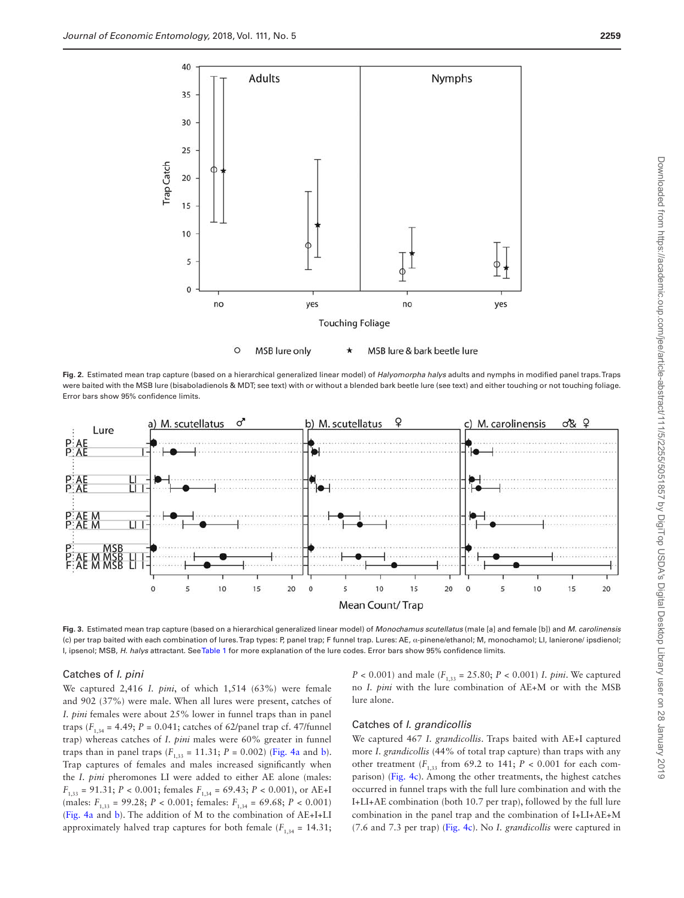Fig. 2. Estimated mean trap capture (based on a hierarchical generalized linear model) of *Halyomorpha halys* adults and nymphs in modified panel traps. Traps were baited with the MSB lure (bisaboladienols & MDT; see text) with or without a blended bark beetle lure (see text) and either touching or not touching foliage. Error bars show 95% confidence limits.

Fig. 3. Estimated mean trap capture (based on a hierarchical generalized linear model) of *Monochamus scutellatus* (male [a] and female [b]) and *M. carolinensis* (c) per trap baited with each combination of lures. Trap types: P, panel trap; F funnel trap. Lures: AE, α-pinene/ethanol; M, monochamol; LI, lanierone/ ipsdienol; I, ipsenol; MSB, *H. halys* attractant. See Table 1 for more explanation of the lure codes. Error bars show 95% confidence limits.

### Catches of *I. pini*

We captured 2,416 *I. pini*, of which 1,514 (63%) were female and 902 (37%) were male. When all lures were present, catches of *I. pini* females were about 25% lower in funnel traps than in panel traps ($F_{1,34}$ = 4.49; $P$ = 0.041; catches of 62/panel trap cf. 47/funnel trap) whereas catches of *I. pini* males were 60% greater in funnel traps than in panel traps ($F_{1,33}$ = 11.31; $P$ = 0.002) (Fig. 4a and b). Trap captures of females and males increased significantly when the *I. pini* pheromones LI were added to either AE alone (males: $F_{1,33}$ = 91.31; $P$ < 0.001; females $F_{1,34}$ = 69.43; $P$ < 0.001), or AE+I (males: $F_{1,33}$ = 99.28; $P$ < 0.001; females: $F_{1,34}$ = 69.68; $P$ < 0.001) (Fig. 4a and b). The addition of M to the combination of AE+I+LI approximately halved trap captures for both female ($F_{1,34}$ = 14.31; $P$ < 0.001) and male ($F_{1,33}$ = 25.80; $P$ < 0.001) *I. pini*. We captured no *I. pini* with the lure combination of AE+M or with the MSB lure alone.

### Catches of *I. grandicollis*

We captured 467 *I. grandicollis*. Traps baited with AE+I captured more *I. grandicollis* (44% of total trap capture) than traps with any other treatment ($F_{1,33}$ from 69.2 to 141; $P$ < 0.001 for each comparison) (Fig. 4c). Among the other treatments, the highest catches occurred in funnel traps with the full lure combination and with the I+LI+AE combination (both 10.7 per trap), followed by the full lure combination in the panel trap and the combination of I+LI+AE+M (7.6 and 7.3 per trap) (Fig. 4c). No *I. grandicollis* were captured in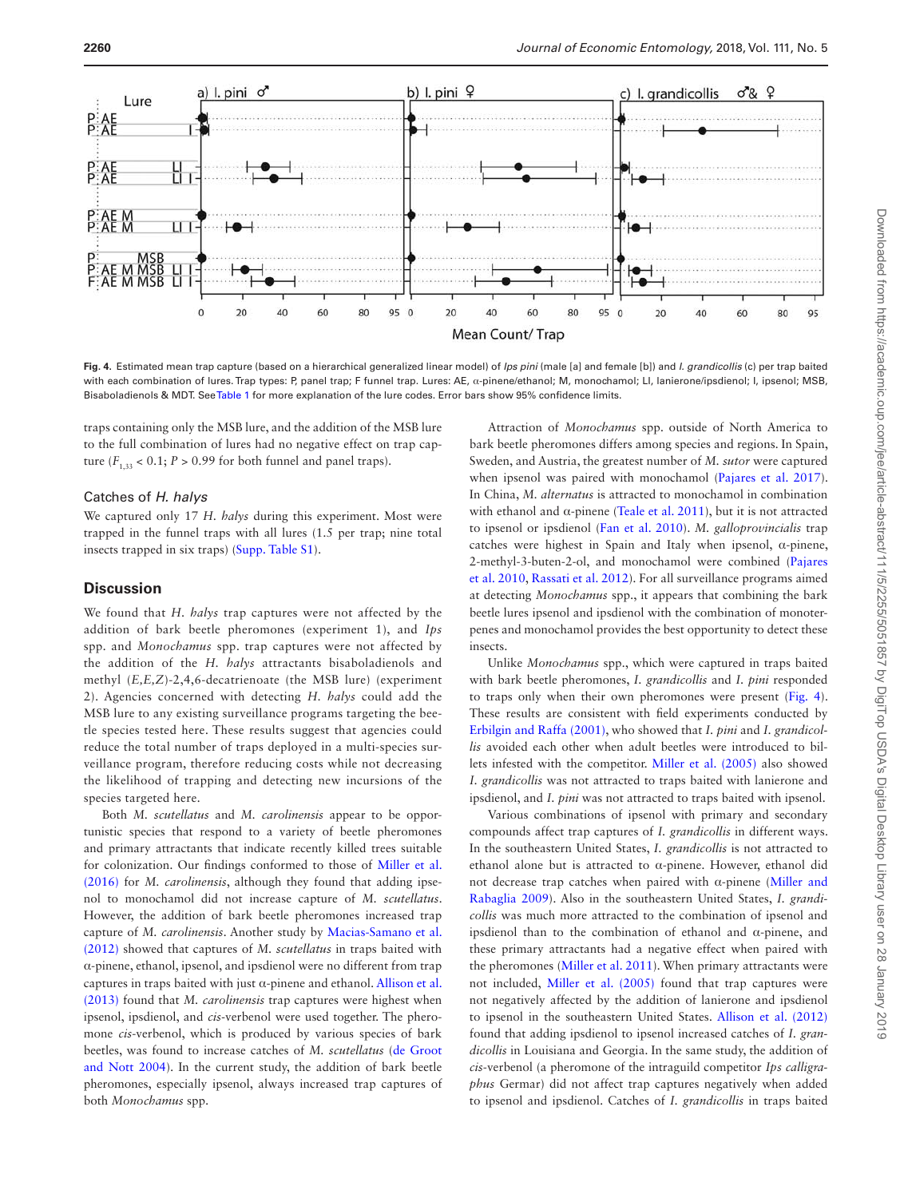Fig. 4. Estimated mean trap capture (based on a hierarchical generalized linear model) of *Ips pini* (male [a] and female [b]) and *I. grandicollis* (c) per trap baited with each combination of lures. Trap types: P, panel trap; F funnel trap. Lures: AE, α-pinene/ethanol; M, monochamol; LI, lanierone/ipsdienol; I, ipsenol; MSB, Bisaboladienols & MDT. See Table 1 for more explanation of the lure codes. Error bars show 95% confidence limits.

traps containing only the MSB lure, and the addition of the MSB lure to the full combination of lures had no negative effect on trap capture ($F_{1,33} < 0.1$; $P > 0.99$ for both funnel and panel traps).

### Catches of *H. halys*

We captured only 17 *H. halys* during this experiment. Most were trapped in the funnel traps with all lures (1.5 per trap; nine total insects trapped in six traps) (Supp. Table S1).

## Discussion

We found that *H. halys* trap captures were not affected by the addition of bark beetle pheromones (experiment 1), and *Ips* spp. and *Monochamus* spp. trap captures were not affected by the addition of the *H. halys* attractants bisaboladienols and methyl (*E,E,Z*)-2,4,6-decatrienoate (the MSB lure) (experiment 2). Agencies concerned with detecting *H. halys* could add the MSB lure to any existing surveillance programs targeting the beetle species tested here. These results suggest that agencies could reduce the total number of traps deployed in a multi-species surveillance program, therefore reducing costs while not decreasing the likelihood of trapping and detecting new incursions of the species targeted here.

Both *M. scutellatus* and *M. carolinensis* appear to be opportunistic species that respond to a variety of beetle pheromones and primary attractants that indicate recently killed trees suitable for colonization. Our findings conformed to those of Miller et al. (2016) for *M. carolinensis*, although they found that adding ipsenol to monochamol did not increase capture of *M. scutellatus*. However, the addition of bark beetle pheromones increased trap capture of *M. carolinensis*. Another study by Macias-Samano et al. (2012) showed that captures of *M. scutellatus* in traps baited with α-pinene, ethanol, ipsenol, and ipsdienol were no different from trap captures in traps baited with just α-pinene and ethanol. Allison et al. (2013) found that *M. carolinensis* trap captures were highest when ipsenol, ipsdienol, and *cis*-verbenol were used together. The pheromone *cis*-verbenol, which is produced by various species of bark beetles, was found to increase catches of *M. scutellatus* (de Groot and Nott 2004). In the current study, the addition of bark beetle pheromones, especially ipsenol, always increased trap captures of both *Monochamus* spp.

Attraction of *Monochamus* spp. outside of North America to bark beetle pheromones differs among species and regions. In Spain, Sweden, and Austria, the greatest number of *M. sutor* were captured when ipsenol was paired with monochamol (Pajares et al. 2017). In China, *M. alternatus* is attracted to monochamol in combination with ethanol and α-pinene (Teale et al. 2011), but it is not attracted to ipsenol or ipsdienol (Fan et al. 2010). *M. galloprovincialis* trap catches were highest in Spain and Italy when ipsenol, α-pinene, 2-methyl-3-buten-2-ol, and monochamol were combined (Pajares et al. 2010, Rassati et al. 2012). For all surveillance programs aimed at detecting *Monochamus* spp., it appears that combining the bark beetle lures ipsenol and ipsdienol with the combination of monoterpenes and monochamol provides the best opportunity to detect these insects.

Unlike *Monochamus* spp., which were captured in traps baited with bark beetle pheromones, *I. grandicollis* and *I. pini* responded to traps only when their own pheromones were present (Fig. 4). These results are consistent with field experiments conducted by Erbilgin and Raffa (2001), who showed that *I. pini* and *I. grandicollis* avoided each other when adult beetles were introduced to billets infested with the competitor. Miller et al. (2005) also showed *I. grandicollis* was not attracted to traps baited with lanierone and ipsdienol, and *I. pini* was not attracted to traps baited with ipsenol.

Various combinations of ipsenol with primary and secondary compounds affect trap captures of *I. grandicollis* in different ways. In the southeastern United States, *I. grandicollis* is not attracted to ethanol alone but is attracted to α-pinene. However, ethanol did not decrease trap catches when paired with α-pinene (Miller and Rabaglia 2009). Also in the southeastern United States, *I. grandicollis* was much more attracted to the combination of ipsenol and ipsdienol than to the combination of ethanol and α-pinene, and these primary attractants had a negative effect when paired with the pheromones (Miller et al. 2011). When primary attractants were not included, Miller et al. (2005) found that trap captures were not negatively affected by the addition of lanierone and ipsdienol to ipsenol in the southeastern United States. Allison et al. (2012) found that adding ipsdienol to ipsenol increased catches of *I. grandicollis* in Louisiana and Georgia. In the same study, the addition of *cis*-verbenol (a pheromone of the intraguild competitor *Ips calligraphus* Germar) did not affect trap captures negatively when added to ipsenol and ipsdienol. Catches of *I. grandicollis* in traps baited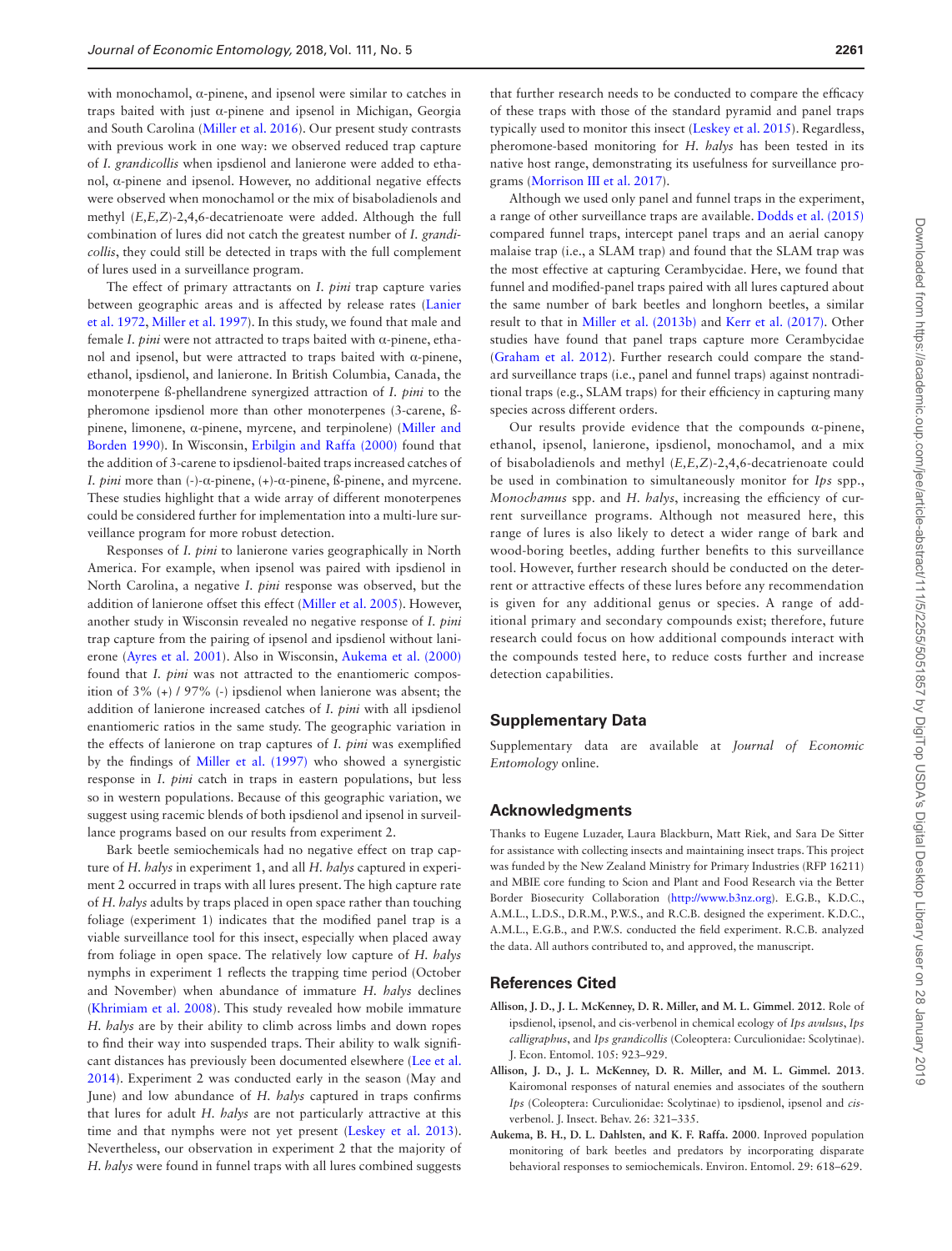with monochamol, α-pinene, and ipsenol were similar to catches in traps baited with just α-pinene and ipsenol in Michigan, Georgia and South Carolina (Miller et al. 2016). Our present study contrasts with previous work in one way: we observed reduced trap capture of *I. grandicollis* when ipsdienol and lanierone were added to ethanol, α-pinene and ipsenol. However, no additional negative effects were observed when monochamol or the mix of bisaboladienols and methyl (*E,E,Z*)-2,4,6-decatrienoate were added. Although the full combination of lures did not catch the greatest number of *I. grandicollis*, they could still be detected in traps with the full complement of lures used in a surveillance program.

The effect of primary attractants on *I. pini* trap capture varies between geographic areas and is affected by release rates (Lanier et al. 1972, Miller et al. 1997). In this study, we found that male and female *I. pini* were not attracted to traps baited with α-pinene, ethanol and ipsenol, but were attracted to traps baited with α-pinene, ethanol, ipsdienol, and lanierone. In British Columbia, Canada, the monoterpene ß-phellandrene synergized attraction of *I. pini* to the pheromone ipsdienol more than other monoterpenes (3-carene, ß-pinene, limonene, α-pinene, myrcene, and terpinolene) (Miller and Borden 1990). In Wisconsin, Erbilgin and Raffa (2000) found that the addition of 3-carene to ipsdienol-baited traps increased catches of *I. pini* more than (-)-α-pinene, (+)-α-pinene, ß-pinene, and myrcene. These studies highlight that a wide array of different monoterpenes could be considered further for implementation into a multi-lure surveillance program for more robust detection.

Responses of *I. pini* to lanierone varies geographically in North America. For example, when ipsenol was paired with ipsdienol in North Carolina, a negative *I. pini* response was observed, but the addition of lanierone offset this effect (Miller et al. 2005). However, another study in Wisconsin revealed no negative response of *I. pini* trap capture from the pairing of ipsenol and ipsdienol without lanierone (Ayres et al. 2001). Also in Wisconsin, Aukema et al. (2000) found that *I. pini* was not attracted to the enantiomeric composition of 3% (+) / 97% (-) ipsdienol when lanierone was absent; the addition of lanierone increased catches of *I. pini* with all ipsdienol enantiomeric ratios in the same study. The geographic variation in the effects of lanierone on trap captures of *I. pini* was exemplified by the findings of Miller et al. (1997) who showed a synergistic response in *I. pini* catch in traps in eastern populations, but less so in western populations. Because of this geographic variation, we suggest using racemic blends of both ipsdienol and ipsenol in surveillance programs based on our results from experiment 2.

Bark beetle semiochemicals had no negative effect on trap capture of *H. halys* in experiment 1, and all *H. halys* captured in experiment 2 occurred in traps with all lures present. The high capture rate of *H. halys* adults by traps placed in open space rather than touching foliage (experiment 1) indicates that the modified panel trap is a viable surveillance tool for this insect, especially when placed away from foliage in open space. The relatively low capture of *H. halys* nymphs in experiment 1 reflects the trapping time period (October and November) when abundance of immature *H. halys* declines (Khrimiam et al. 2008). This study revealed how mobile immature *H. halys* are by their ability to climb across limbs and down ropes to find their way into suspended traps. Their ability to walk significant distances has previously been documented elsewhere (Lee et al. 2014). Experiment 2 was conducted early in the season (May and June) and low abundance of *H. halys* captured in traps confirms that lures for adult *H. halys* are not particularly attractive at this time and that nymphs were not yet present (Leskey et al. 2013). Nevertheless, our observation in experiment 2 that the majority of *H. halys* were found in funnel traps with all lures combined suggests that further research needs to be conducted to compare the efficacy of these traps with those of the standard pyramid and panel traps typically used to monitor this insect (Leskey et al. 2015). Regardless, pheromone-based monitoring for *H. halys* has been tested in its native host range, demonstrating its usefulness for surveillance programs (Morrison III et al. 2017).

Although we used only panel and funnel traps in the experiment, a range of other surveillance traps are available. Dodds et al. (2015) compared funnel traps, intercept panel traps and an aerial canopy malaise trap (i.e., a SLAM trap) and found that the SLAM trap was the most effective at capturing Cerambycidae. Here, we found that funnel and modified-panel traps paired with all lures captured about the same number of bark beetles and longhorn beetles, a similar result to that in Miller et al. (2013b) and Kerr et al. (2017). Other studies have found that panel traps capture more Cerambycidae (Graham et al. 2012). Further research could compare the standard surveillance traps (i.e., panel and funnel traps) against nontraditional traps (e.g., SLAM traps) for their efficiency in capturing many species across different orders.

Our results provide evidence that the compounds α-pinene, ethanol, ipsenol, lanierone, ipsdienol, monochamol, and a mix of bisaboladienols and methyl (*E,E,Z*)-2,4,6-decatrienoate could be used in combination to simultaneously monitor for *Ips* spp., *Monochamus* spp. and *H. halys*, increasing the efficiency of current surveillance programs. Although not measured here, this range of lures is also likely to detect a wider range of bark and wood-boring beetles, adding further benefits to this surveillance tool. However, further research should be conducted on the deterrent or attractive effects of these lures before any recommendation is given for any additional genus or species. A range of additional primary and secondary compounds exist; therefore, future research could focus on how additional compounds interact with the compounds tested here, to reduce costs further and increase detection capabilities.

## Supplementary Data

Supplementary data are available at *Journal of Economic Entomology* online.

## Acknowledgments

Thanks to Eugene Luzader, Laura Blackburn, Matt Riek, and Sara De Sitter for assistance with collecting insects and maintaining insect traps. This project was funded by the New Zealand Ministry for Primary Industries (RFP 16211) and MBIE core funding to Scion and Plant and Food Research via the Better Border Biosecurity Collaboration (http://www.b3nz.org). E.G.B., K.D.C., A.M.L., L.D.S., D.R.M., P.W.S., and R.C.B. designed the experiment. K.D.C., A.M.L., E.G.B., and P.W.S. conducted the field experiment. R.C.B. analyzed the data. All authors contributed to, and approved, the manuscript.

## References Cited

**Allison, J. D., J. L. McKenney, D. R. Miller, and M. L. Gimmel. 2012**. Role of ipsdienol, ipsenol, and cis-verbenol in chemical ecology of *Ips avulsus*, *Ips calligraphus*, and *Ips grandicollis* (Coleoptera: Curculionidae: Scolytinae). J. Econ. Entomol. 105: 923–929.

**Allison, J. D., J. L. McKenney, D. R. Miller, and M. L. Gimmel. 2013**. Kairomonal responses of natural enemies and associates of the southern *Ips* (Coleoptera: Curculionidae: Scolytinae) to ipsdienol, ipsenol and *cis*-verbenol. J. Insect. Behav. 26: 321–335.

**Aukema, B. H., D. L. Dahlsten, and K. F. Raffa. 2000**. Improved population monitoring of bark beetles and predators by incorporating disparate behavioral responses to semiochemicals. Environ. Entomol. 29: 618–629.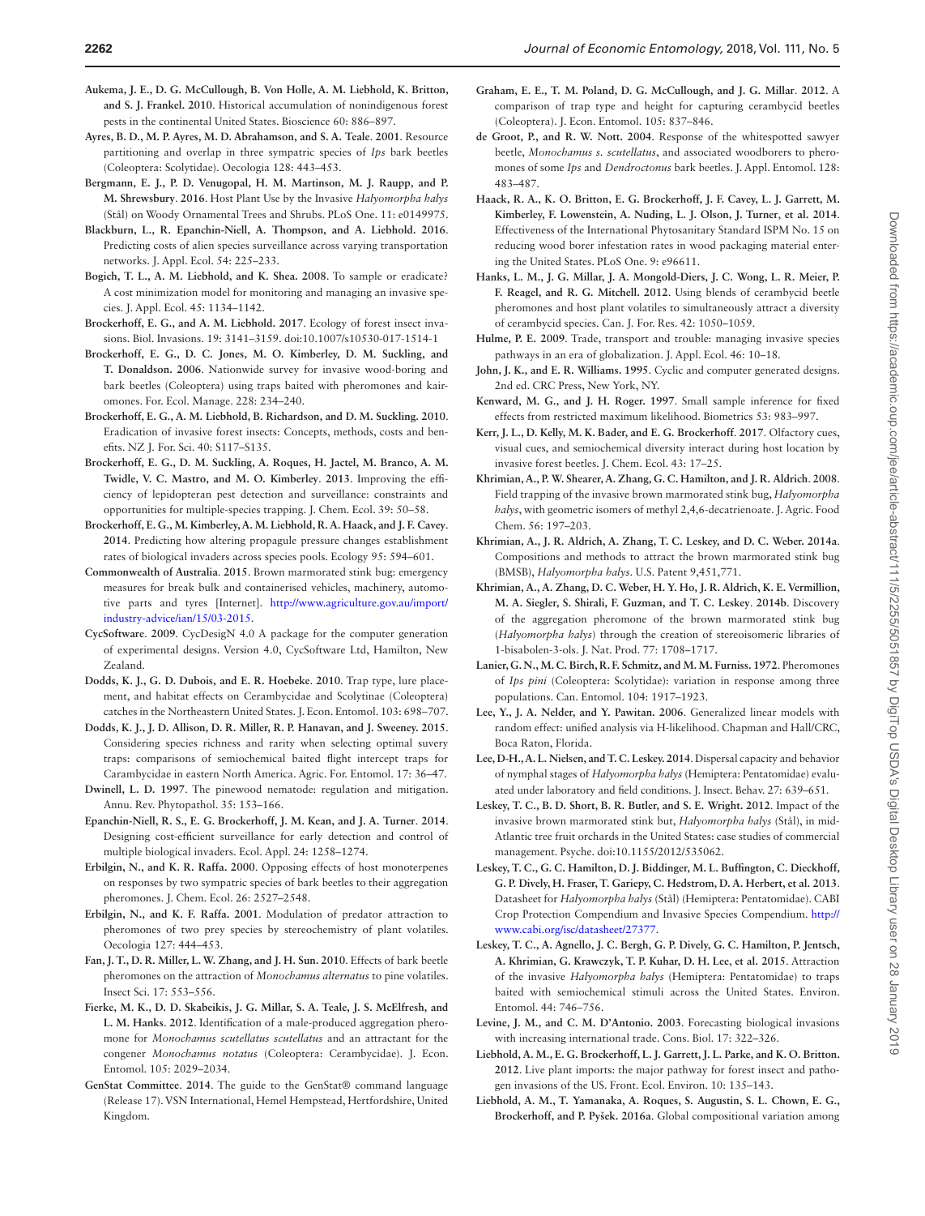**Aukema, J. E., D. G. McCullough, B. Von Holle, A. M. Liebhold, K. Britton, and S. J. Frankel. 2010**. Historical accumulation of nonindigenous forest pests in the continental United States. Bioscience 60: 886–897.

**Ayres, B. D., M. P. Ayres, M. D. Abrahamson, and S. A. Teale. 2001**. Resource partitioning and overlap in three sympatric species of *Ips* bark beetles (Coleoptera: Scolytidae). Oecologia 128: 443–453.

**Bergmann, E. J., P. D. Venugopal, H. M. Martinson, M. J. Raupp, and P. M. Shrewsbury. 2016**. Host Plant Use by the Invasive *Halyomorpha halys* (Stål) on Woody Ornamental Trees and Shrubs. PLoS One. 11: e0149975.

**Blackburn, L., R. Epanchin-Niell, A. Thompson, and A. Liebhold. 2016**. Predicting costs of alien species surveillance across varying transportation networks. J. Appl. Ecol. 54: 225–233.

**Bogich, T. L., A. M. Liebhold, and K. Shea. 2008**. To sample or eradicate? A cost minimization model for monitoring and managing an invasive species. J. Appl. Ecol. 45: 1134–1142.

**Brockerhoff, E. G., and A. M. Liebhold. 2017**. Ecology of forest insect invasions. Biol. Invasions. 19: 3141–3159. doi:10.1007/s10530-017-1514-1

**Brockerhoff, E. G., D. C. Jones, M. O. Kimberley, D. M. Suckling, and T. Donaldson. 2006**. Nationwide survey for invasive wood-boring and bark beetles (Coleoptera) using traps baited with pheromones and kairomones. For. Ecol. Manage. 228: 234–240.

**Brockerhoff, E. G., A. M. Liebhold, B. Richardson, and D. M. Suckling. 2010**. Eradication of invasive forest insects: Concepts, methods, costs and benefits. NZ J. For. Sci. 40: S117–S135.

**Brockerhoff, E. G., D. M. Suckling, A. Roques, H. Jactel, M. Branco, A. M. Twidle, V. C. Mastro, and M. O. Kimberley. 2013**. Improving the efficiency of lepidopteran pest detection and surveillance: constraints and opportunities for multiple-species trapping. J. Chem. Ecol. 39: 50–58.

**Brockerhoff, E. G., M. Kimberley, A. M. Liebhold, R. A. Haack, and J. F. Cavey. 2014**. Predicting how altering propagule pressure changes establishment rates of biological invaders across species pools. Ecology 95: 594–601.

**Commonwealth of Australia. 2015**. Brown marmorated stink bug: emergency measures for break bulk and containerised vehicles, machinery, automotive parts and tyres [Internet]. http://www.agriculture.gov.au/import/industry-advice/ian/15/03-2015.

**CycSoftware. 2009**. CycDesigN 4.0 A package for the computer generation of experimental designs. Version 4.0, CycSoftware Ltd, Hamilton, New Zealand.

**Dodds, K. J., G. D. Dubois, and E. R. Hoebeke. 2010**. Trap type, lure placement, and habitat effects on Cerambycidae and Scolytinae (Coleoptera) catches in the Northeastern United States. J. Econ. Entomol. 103: 698–707.

**Dodds, K. J., J. D. Allison, D. R. Miller, R. P. Hanavan, and J. Sweeney. 2015**. Considering species richness and rarity when selecting optimal suvery traps: comparisons of semiochemical baited flight intercept traps for Carambycidae in eastern North America. Agric. For. Entomol. 17: 36–47.

**Dwinell, L. D. 1997**. The pinewood nematode: regulation and mitigation. Annu. Rev. Phytopathol. 35: 153–166.

**Epanchin-Niell, R. S., E. G. Brockerhoff, J. M. Kean, and J. A. Turner. 2014**. Designing cost-efficient surveillance for early detection and control of multiple biological invaders. Ecol. Appl. 24: 1258–1274.

**Erbilgin, N., and K. R. Raffa. 2000**. Opposing effects of host monoterpenes on responses by two sympatric species of bark beetles to their aggregation pheromones. J. Chem. Ecol. 26: 2527–2548.

**Erbilgin, N., and K. F. Raffa. 2001**. Modulation of predator attraction to pheromones of two prey species by stereochemistry of plant volatiles. Oecologia 127: 444–453.

**Fan, J. T., D. R. Miller, L. W. Zhang, and J. H. Sun. 2010**. Effects of bark beetle pheromones on the attraction of *Monochamus alternatus* to pine volatiles. Insect Sci. 17: 553–556.

**Fierke, M. K., D. D. Skabeikis, J. G. Millar, S. A. Teale, J. S. McElfresh, and L. M. Hanks. 2012**. Identification of a male-produced aggregation pheromone for *Monochamus scutellatus scutellatus* and an attractant for the congener *Monochamus notatus* (Coleoptera: Cerambycidae). J. Econ. Entomol. 105: 2029–2034.

**GenStat Committee. 2014**. The guide to the GenStat® command language (Release 17). VSN International, Hemel Hempstead, Hertfordshire, United Kingdom.

**Graham, E. E., T. M. Poland, D. G. McCullough, and J. G. Millar. 2012**. A comparison of trap type and height for capturing cerambycid beetles (Coleoptera). J. Econ. Entomol. 105: 837–846.

**de Groot, P., and R. W. Nott. 2004**. Response of the whitespotted sawyer beetle, *Monochamus s. scutellatus*, and associated woodborers to pheromones of some *Ips* and *Dendroctonus* bark beetles. J. Appl. Entomol. 128: 483–487.

**Haack, R. A., K. O. Britton, E. G. Brockerhoff, J. F. Cavey, L. J. Garrett, M. Kimberley, F. Lowenstein, A. Nuding, L. J. Olson, J. Turner, et al. 2014**. Effectiveness of the International Phytosanitary Standard ISPM No. 15 on reducing wood borer infestation rates in wood packaging material entering the United States. PLoS One. 9: e96611.

**Hanks, L. M., J. G. Millar, J. A. Mongold-Diers, J. C. Wong, L. R. Meier, P. F. Reagel, and R. G. Mitchell. 2012**. Using blends of cerambycid beetle pheromones and host plant volatiles to simultaneously attract a diversity of cerambycid species. Can. J. For. Res. 42: 1050–1059.

**Hulme, P. E. 2009**. Trade, transport and trouble: managing invasive species pathways in an era of globalization. J. Appl. Ecol. 46: 10–18.

**John, J. K., and E. R. Williams. 1995**. Cyclic and computer generated designs. 2nd ed. CRC Press, New York, NY.

**Kenward, M. G., and J. H. Roger. 1997**. Small sample inference for fixed effects from restricted maximum likelihood. Biometrics 53: 983–997.

**Kerr, J. L., D. Kelly, M. K. Bader, and E. G. Brockerhoff. 2017**. Olfactory cues, visual cues, and semiochemical diversity interact during host location by invasive forest beetles. J. Chem. Ecol. 43: 17–25.

**Khrimian, A., P. W. Shearer, A. Zhang, G. C. Hamilton, and J. R. Aldrich. 2008**. Field trapping of the invasive brown marmorated stink bug, *Halyomorpha halys*, with geometric isomers of methyl 2,4,6-decatrienoate. J. Agric. Food Chem. 56: 197–203.

**Khrimian, A., J. R. Aldrich, A. Zhang, T. C. Leskey, and D. C. Weber. 2014a**. Compositions and methods to attract the brown marmorated stink bug (BMSB), *Halyomorpha halys*. U.S. Patent 9,451,771.

**Khrimian, A., A. Zhang, D. C. Weber, H. Y. Ho, J. R. Aldrich, K. E. Vermillion, M. A. Siegler, S. Shirali, F. Guzman, and T. C. Leskey. 2014b**. Discovery of the aggregation pheromone of the brown marmorated stink bug (*Halyomorpha halys*) through the creation of stereoisomeric libraries of 1-bisabolen-3-ols. J. Nat. Prod. 77: 1708–1717.

**Lanier, G. N., M. C. Birch, R. F. Schmitz, and M. M. Furniss. 1972**. Pheromones of *Ips pini* (Coleoptera: Scolytidae): variation in response among three populations. Can. Entomol. 104: 1917–1923.

**Lee, Y., J. A. Nelder, and Y. Pawitan. 2006**. Generalized linear models with random effect: unified analysis via H-likelihood. Chapman and Hall/CRC, Boca Raton, Florida.

**Lee, D-H., A. L. Nielsen, and T. C. Leskey. 2014**. Dispersal capacity and behavior of nymphal stages of *Halyomorpha halys* (Hemiptera: Pentatomidae) evaluated under laboratory and field conditions. J. Insect. Behav. 27: 639–651.

**Leskey, T. C., B. D. Short, B. R. Butler, and S. E. Wright. 2012**. Impact of the invasive brown marmorated stink but, *Halyomorpha halys* (Stål), in mid-Atlantic tree fruit orchards in the United States: case studies of commercial management. Psyche. doi:10.1155/2012/535062.

**Leskey, T. C., G. C. Hamilton, D. J. Biddinger, M. L. Buffington, C. Dieckhoff, G. P. Dively, H. Fraser, T. C. Gariepy, C. Hedstrom, D. A. Herbert, et al. 2013**. Datasheet for *Halyomorpha halys* (Stål) (Hemiptera: Pentatomidae). CABI Crop Protection Compendium and Invasive Species Compendium. http://www.cabi.org/isc/datasheet/27377.

**Leskey, T. C., A. Agnello, J. C. Bergh, G. P. Dively, G. C. Hamilton, P. Jentsch, A. Khrimian, G. Krawczyk, T. P. Kuhar, D. H. Lee, et al. 2015**. Attraction of the invasive *Halyomorpha halys* (Hemiptera: Pentatomidae) to traps baited with semiochemical stimuli across the United States. Environ. Entomol. 44: 746–756.

**Levine, J. M., and C. M. D'Antonio. 2003**. Forecasting biological invasions with increasing international trade. Cons. Biol. 17: 322–326.

**Liebhold, A. M., E. G. Brockerhoff, L. J. Garrett, J. L. Parke, and K. O. Britton. 2012**. Live plant imports: the major pathway for forest insect and pathogen invasions of the US. Front. Ecol. Environ. 10: 135–143.

**Liebhold, A. M., T. Yamanaka, A. Roques, S. Augustin, S. L. Chown, E. G., Brockerhoff, and P. Pyšek. 2016a**. Global compositional variation among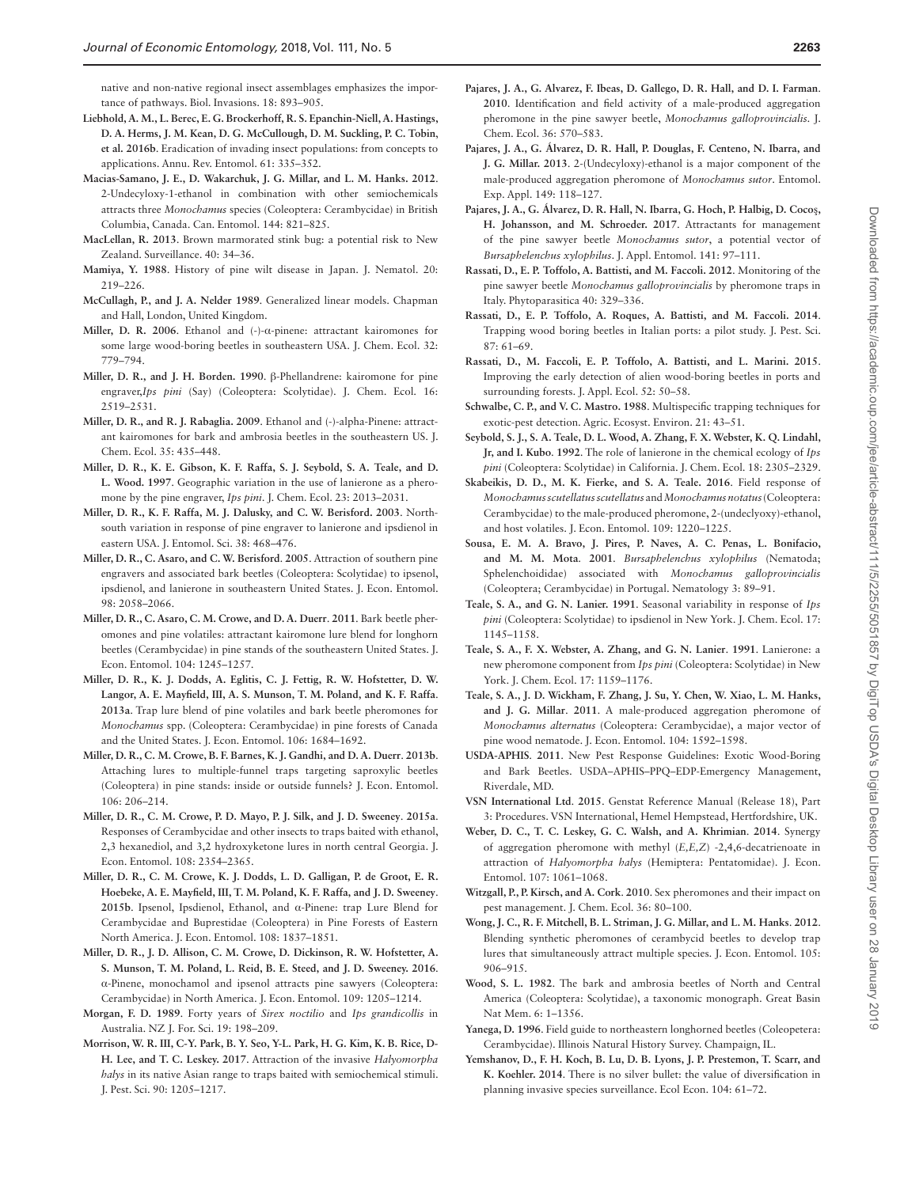native and non-native regional insect assemblages emphasizes the importance of pathways. Biol. Invasions. 18: 893–905.

**Liebhold, A. M., L. Berec, E. G. Brockerhoff, R. S. Epanchin-Niell, A. Hastings, D. A. Herms, J. M. Kean, D. G. McCullough, D. M. Suckling, P. C. Tobin, et al. 2016b**. Eradication of invading insect populations: from concepts to applications. Annu. Rev. Entomol. 61: 335–352.

**Macias-Samano, J. E., D. Wakarchuk, J. G. Millar, and L. M. Hanks. 2012**. 2-Undecyloxy-1-ethanol in combination with other semiochemicals attracts three *Monochamus* species (Coleoptera: Cerambycidae) in British Columbia, Canada. Can. Entomol. 144: 821–825.

**MacLellan, R. 2013**. Brown marmorated stink bug: a potential risk to New Zealand. Surveillance. 40: 34–36.

**Mamiya, Y. 1988**. History of pine wilt disease in Japan. J. Nematol. 20: 219–226.

**McCullagh, P., and J. A. Nelder 1989**. Generalized linear models. Chapman and Hall, London, United Kingdom.

**Miller, D. R. 2006**. Ethanol and (-)-α-pinene: attractant kairomones for some large wood-boring beetles in southeastern USA. J. Chem. Ecol. 32: 779–794.

**Miller, D. R., and J. H. Borden. 1990**. β-Phellandrene: kairomone for pine engraver,*Ips pini* (Say) (Coleoptera: Scolytidae). J. Chem. Ecol. 16: 2519–2531.

**Miller, D. R., and R. J. Rabaglia. 2009**. Ethanol and (-)-alpha-Pinene: attractant kairomones for bark and ambrosia beetles in the southeastern US. J. Chem. Ecol. 35: 435–448.

**Miller, D. R., K. E. Gibson, K. F. Raffa, S. J. Seybold, S. A. Teale, and D. L. Wood. 1997**. Geographic variation in the use of lanierone as a pheromone by the pine engraver, *Ips pini*. J. Chem. Ecol. 23: 2013–2031.

**Miller, D. R., K. F. Raffa, M. J. Dalusky, and C. W. Berisford. 2003**. North-south variation in response of pine engraver to lanierone and ipsdienol in eastern USA. J. Entomol. Sci. 38: 468–476.

**Miller, D. R., C. Asaro, and C. W. Berisford. 2005**. Attraction of southern pine engravers and associated bark beetles (Coleoptera: Scolytidae) to ipsenol, ipsdienol, and lanierone in southeastern United States. J. Econ. Entomol. 98: 2058–2066.

**Miller, D. R., C. Asaro, C. M. Crowe, and D. A. Duerr. 2011**. Bark beetle pheromones and pine volatiles: attractant kairomone lure blend for longhorn beetles (Cerambycidae) in pine stands of the southeastern United States. J. Econ. Entomol. 104: 1245–1257.

**Miller, D. R., K. J. Dodds, A. Eglitis, C. J. Fettig, R. W. Hofstetter, D. W. Langor, A. E. Mayfield, III, A. S. Munson, T. M. Poland, and K. F. Raffa. 2013a**. Trap lure blend of pine volatiles and bark beetle pheromones for *Monochamus* spp. (Coleoptera: Cerambycidae) in pine forests of Canada and the United States. J. Econ. Entomol. 106: 1684–1692.

**Miller, D. R., C. M. Crowe, B. F. Barnes, K. J. Gandhi, and D. A. Duerr. 2013b**. Attaching lures to multiple-funnel traps targeting saproxylic beetles (Coleoptera) in pine stands: inside or outside funnels? J. Econ. Entomol. 106: 206–214.

**Miller, D. R., C. M. Crowe, P. D. Mayo, P. J. Silk, and J. D. Sweeney. 2015a**. Responses of Cerambycidae and other insects to traps baited with ethanol, 2,3 hexanediol, and 3,2 hydroxyketone lures in north central Georgia. J. Econ. Entomol. 108: 2354–2365.

**Miller, D. R., C. M. Crowe, K. J. Dodds, L. D. Galligan, P. de Groot, E. R. Hoebeke, A. E. Mayfield, III, T. M. Poland, K. F. Raffa, and J. D. Sweeney. 2015b**. Ipsenol, Ipsdienol, Ethanol, and α-Pinene: trap Lure Blend for Cerambycidae and Buprestidae (Coleoptera) in Pine Forests of Eastern North America. J. Econ. Entomol. 108: 1837–1851.

**Miller, D. R., J. D. Allison, C. M. Crowe, D. Dickinson, R. W. Hofstetter, A. S. Munson, T. M. Poland, L. Reid, B. E. Steed, and J. D. Sweeney. 2016**. α-Pinene, monochamol and ipsenol attract pine sawyers (Coleoptera: Cerambycidae) in North America. J. Econ. Entomol. 109: 1205–1214.

**Morgan, F. D. 1989**. Forty years of *Sirex noctilio* and *Ips grandicollis* in Australia. NZ J. For. Sci. 19: 198–209.

**Morrison, W. R. III, C-Y. Park, B. Y. Seo, Y-L. Park, H. G. Kim, K. B. Rice, D-H. Lee, and T. C. Leskey. 2017**. Attraction of the invasive *Halyomorpha halys* in its native Asian range to traps baited with semiochemical stimuli. J. Pest. Sci. 90: 1205–1217.

**Pajares, J. A., G. Alvarez, F. Ibeas, D. Gallego, D. R. Hall, and D. I. Farman. 2010**. Identification and field activity of a male-produced aggregation pheromone in the pine sawyer beetle, *Monochamus galloprovincialis*. J. Chem. Ecol. 36: 570–583.

**Pajares, J. A., G. Álvarez, D. R. Hall, P. Douglas, F. Centeno, N. Ibarra, and J. G. Millar. 2013**. 2-(Undecyloxy)-ethanol is a major component of the male-produced aggregation pheromone of *Monochamus sutor*. Entomol. Exp. Appl. 149: 118–127.

**Pajares, J. A., G. Álvarez, D. R. Hall, N. Ibarra, G. Hoch, P. Halbig, D. Cocoş, H. Johansson, and M. Schroeder. 2017**. Attractants for management of the pine sawyer beetle *Monochamus sutor*, a potential vector of *Bursaphelenchus xylophilus*. J. Appl. Entomol. 141: 97–111.

**Rassati, D., E. P. Toffolo, A. Battisti, and M. Faccoli. 2012**. Monitoring of the pine sawyer beetle *Monochamus galloprovincialis* by pheromone traps in Italy. Phytoparasitica 40: 329–336.

**Rassati, D., E. P. Toffolo, A. Roques, A. Battisti, and M. Faccoli. 2014**. Trapping wood boring beetles in Italian ports: a pilot study. J. Pest. Sci. 87: 61–69.

**Rassati, D., M. Faccoli, E. P. Toffolo, A. Battisti, and L. Marini. 2015**. Improving the early detection of alien wood-boring beetles in ports and surrounding forests. J. Appl. Ecol. 52: 50–58.

**Schwalbe, C. P., and V. C. Mastro. 1988**. Multispecific trapping techniques for exotic-pest detection. Agric. Ecosyst. Environ. 21: 43–51.

**Seybold, S. J., S. A. Teale, D. L. Wood, A. Zhang, F. X. Webster, K. Q. Lindahl, Jr, and I. Kubo. 1992**. The role of lanierone in the chemical ecology of *Ips pini* (Coleoptera: Scolytidae) in California. J. Chem. Ecol. 18: 2305–2329.

**Skabeikis, D. D., M. K. Fierke, and S. A. Teale. 2016**. Field response of *Monochamus scutellatus scutellatus* and *Monochamus notatus* (Coleoptera: Cerambycidae) to the male-produced pheromone, 2-(undeclyoxy)-ethanol, and host volatiles. J. Econ. Entomol. 109: 1220–1225.

**Sousa, E. M. A. Bravo, J. Pires, P. Naves, A. C. Penas, L. Bonifacio, and M. M. Mota. 2001**. *Bursaphelenchus xylophilus* (Nematoda; Sphelenchoididae) associated with *Monochamus galloprovincialis* (Coleoptera; Cerambycidae) in Portugal. Nematology 3: 89–91.

**Teale, S. A., and G. N. Lanier. 1991**. Seasonal variability in response of *Ips pini* (Coleoptera: Scolytidae) to ipsdienol in New York. J. Chem. Ecol. 17: 1145–1158.

**Teale, S. A., F. X. Webster, A. Zhang, and G. N. Lanier. 1991**. Lanierone: a new pheromone component from *Ips pini* (Coleoptera: Scolytidae) in New York. J. Chem. Ecol. 17: 1159–1176.

**Teale, S. A., J. D. Wickham, F. Zhang, J. Su, Y. Chen, W. Xiao, L. M. Hanks, and J. G. Millar. 2011**. A male-produced aggregation pheromone of *Monochamus alternatus* (Coleoptera: Cerambycidae), a major vector of pine wood nematode. J. Econ. Entomol. 104: 1592–1598.

**USDA-APHIS. 2011**. New Pest Response Guidelines: Exotic Wood-Boring and Bark Beetles. USDA–APHIS–PPQ–EDP-Emergency Management, Riverdale, MD.

**VSN International Ltd. 2015**. Genstat Reference Manual (Release 18), Part 3: Procedures. VSN International, Hemel Hempstead, Hertfordshire, UK.

**Weber, D. C., T. C. Leskey, G. C. Walsh, and A. Khrimian. 2014**. Synergy of aggregation pheromone with methyl (*E,E,Z*) -2,4,6-decatrienoate in attraction of *Halyomorpha halys* (Hemiptera: Pentatomidae). J. Econ. Entomol. 107: 1061–1068.

**Witzgall, P., P. Kirsch, and A. Cork. 2010**. Sex pheromones and their impact on pest management. J. Chem. Ecol. 36: 80–100.

**Wong, J. C., R. F. Mitchell, B. L. Striman, J. G. Millar, and L. M. Hanks. 2012**. Blending synthetic pheromones of cerambycid beetles to develop trap lures that simultaneously attract multiple species. J. Econ. Entomol. 105: 906–915.

**Wood, S. L. 1982**. The bark and ambrosia beetles of North and Central America (Coleoptera: Scolytidae), a taxonomic monograph. Great Basin Nat Mem. 6: 1–1356.

**Yanega, D. 1996**. Field guide to northeastern longhorned beetles (Coleopetera: Cerambycidae). Illinois Natural History Survey. Champaign, IL.

**Yemshanov, D., F. H. Koch, B. Lu, D. B. Lyons, J. P. Prestemon, T. Scarr, and K. Koehler. 2014**. There is no silver bullet: the value of diversification in planning invasive species surveillance. Ecol Econ. 104: 61–72.